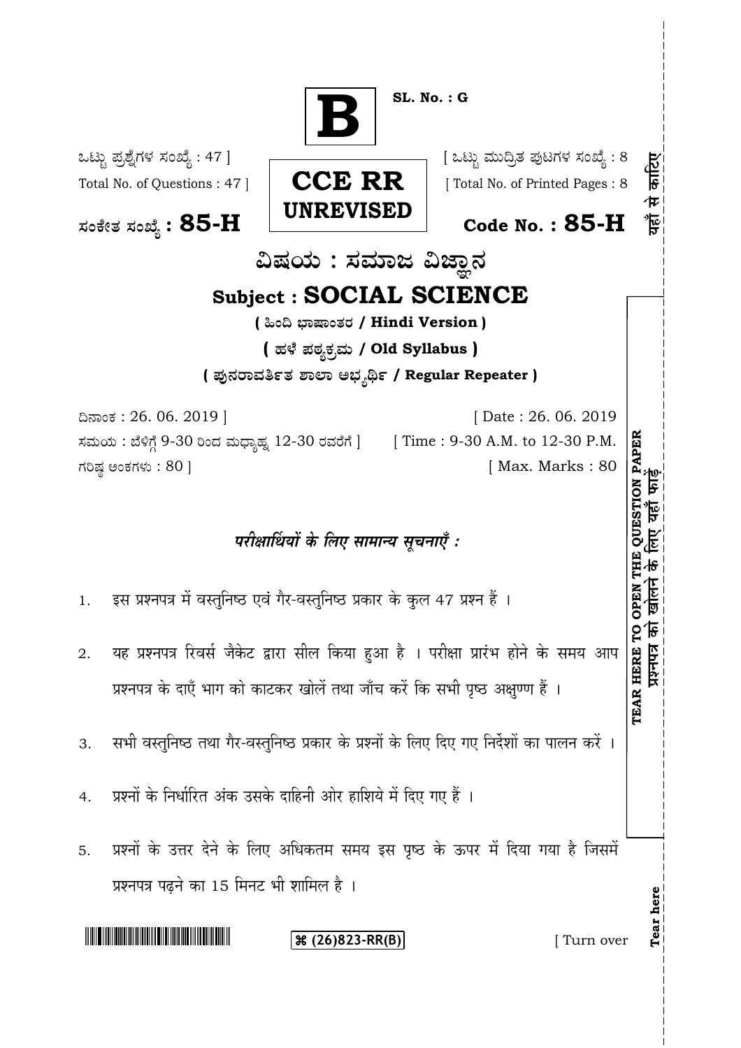**B**

SL. No. : G

ಒಟ್ಟು ಪ್ರಶ್ನೆಗಳ ಸಂಖ್ಯೆ : 47 ]
Total No. of Questions : 47 ]

**CCE RR**
**UNREVISED**

[ ಒಟ್ಟು ಮುದ್ರಿತ ಪುಟಗಳ ಸಂಖ್ಯೆ : 8
[ Total No. of Printed Pages : 8

ಸಂಕೇತ ಸಂಖ್ಯೆ : **85-H**

**Code No. : 85-H**

# ವಿಷಯ : ಸಮಾಜ ವಿಜ್ಞಾನ

# Subject : SOCIAL SCIENCE

**( ಹಿಂದಿ ಭಾಷಾಂತರ / Hindi Version )**

**( ಹಳೆ ಪಠ್ಯಕ್ರಮ / Old Syllabus )**

**( ಪುನರಾವರ್ತಿತ ಶಾಲಾ ಅಭ್ಯರ್ಥಿ / Regular Repeater )**

ದಿನಾಂಕ : 26. 06. 2019 ] [ Date : 26. 06. 2019

ಸಮಯ : ಬೆಳಿಗ್ಗೆ 9-30 ರಿಂದ ಮಧ್ಯಾಹ್ನ 12-30 ರವರೆಗೆ ] [ Time : 9-30 A.M. to 12-30 P.M.

ಗರಿಷ್ಠ ಅಂಕಗಳು : 80 ] [ Max. Marks : 80

*परीक्षार्थियों के लिए सामान्य सूचनाएँ :*

1. इस प्रश्नपत्र में वस्तुनिष्ठ एवं गैर-वस्तुनिष्ठ प्रकार के कुल 47 प्रश्न हैं ।
2. यह प्रश्नपत्र रिवर्स जैकेट द्वारा सील किया हुआ है । परीक्षा प्रारंभ होने के समय आप प्रश्नपत्र के दाएँ भाग को काटकर खोलें तथा जाँच करें कि सभी पृष्ठ अक्षुण्ण हैं ।
3. सभी वस्तुनिष्ठ तथा गैर-वस्तुनिष्ठ प्रकार के प्रश्नों के लिए दिए गए निर्देशों का पालन करें ।
4. प्रश्नों के निर्धारित अंक उसके दाहिनी ओर हाशिये में दिए गए हैं ।
5. प्रश्नों के उत्तर देने के लिए अधिकतम समय इस पृष्ठ के ऊपर में दिया गया है जिसमें प्रश्नपत्र पढ़ने का 15 मिनट भी शामिल है ।

TEAR HERE TO OPEN THE QUESTION PAPER
प्रश्नपत्र को खोलने के लिए यहाँ फाड़ें

**(26)823-RR(B)**

[ Turn over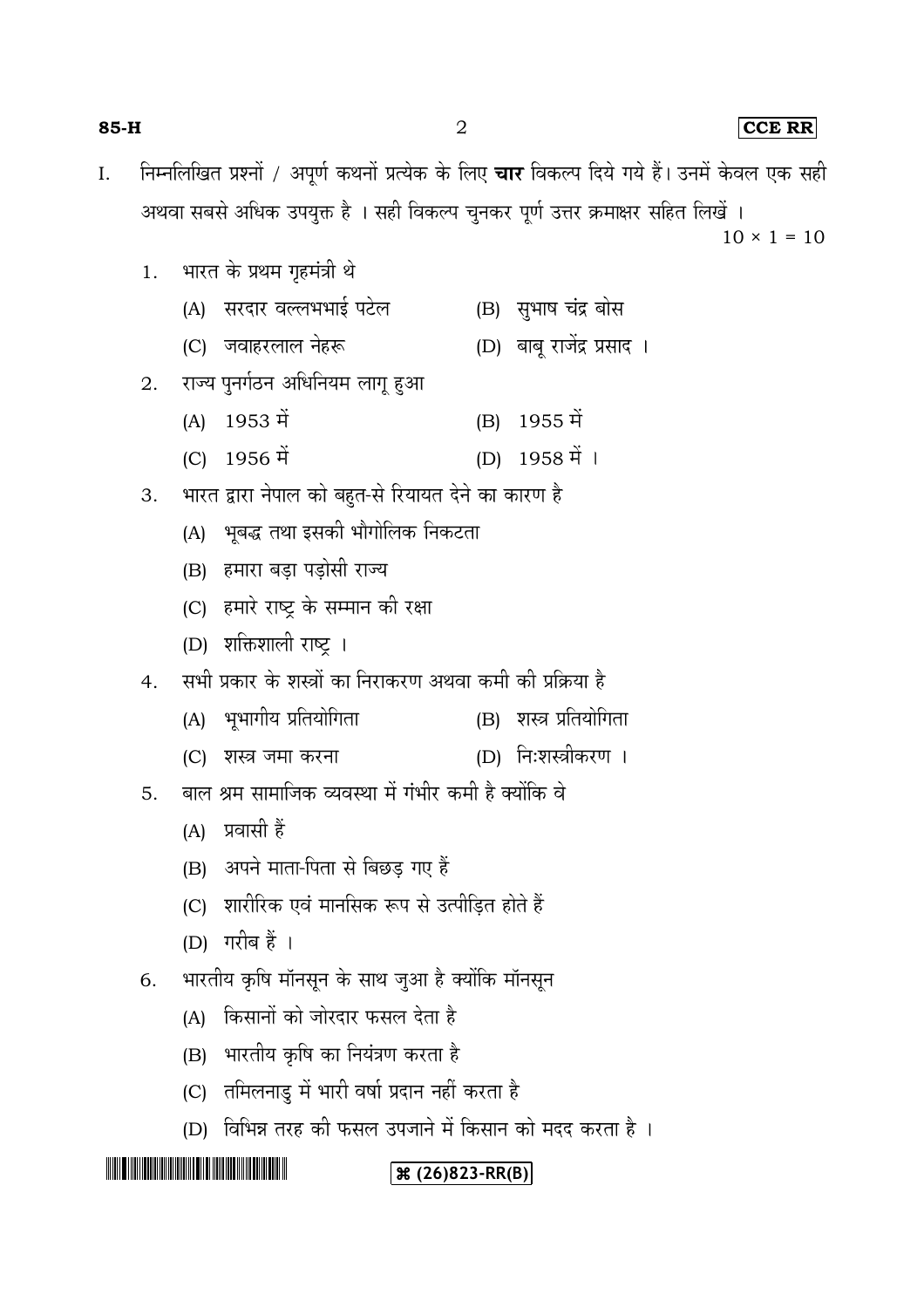I. निम्नलिखित प्रश्नों / अपूर्ण कथनों प्रत्येक के लिए **चार** विकल्प दिये गये हैं। उनमें केवल एक सही अथवा सबसे अधिक उपयुक्त है । सही विकल्प चुनकर पूर्ण उत्तर क्रमाक्षर सहित लिखें ।

$10 \times 1 = 10$

1. भारत के प्रथम गृहमंत्री थे
   - (A) सरदार वल्लभभाई पटेल
   - (B) सुभाष चंद्र बोस
   - (C) जवाहरलाल नेहरू
   - (D) बाबू राजेंद्र प्रसाद ।

2. राज्य पुनर्गठन अधिनियम लागू हुआ
   - (A) 1953 में
   - (B) 1955 में
   - (C) 1956 में
   - (D) 1958 में ।

3. भारत द्वारा नेपाल को बहुत-से रियायत देने का कारण है
   - (A) भूबद्ध तथा इसकी भौगोलिक निकटता
   - (B) हमारा बड़ा पड़ोसी राज्य
   - (C) हमारे राष्ट्र के सम्मान की रक्षा
   - (D) शक्तिशाली राष्ट्र ।

4. सभी प्रकार के शस्त्रों का निराकरण अथवा कमी की प्रक्रिया है
   - (A) भूभागीय प्रतियोगिता
   - (B) शस्त्र प्रतियोगिता
   - (C) शस्त्र जमा करना
   - (D) निःशस्त्रीकरण ।

5. बाल श्रम सामाजिक व्यवस्था में गंभीर कमी है क्योंकि वे
   - (A) प्रवासी हैं
   - (B) अपने माता-पिता से बिछड़ गए हैं
   - (C) शारीरिक एवं मानसिक रूप से उत्पीड़ित होते हैं
   - (D) गरीब हैं ।

6. भारतीय कृषि मॉनसून के साथ जुआ है क्योंकि मॉनसून
   - (A) किसानों को जोरदार फसल देता है
   - (B) भारतीय कृषि का नियंत्रण करता है
   - (C) तमिलनाडु में भारी वर्षा प्रदान नहीं करता है
   - (D) विभिन्न तरह की फसल उपजाने में किसान को मदद करता है ।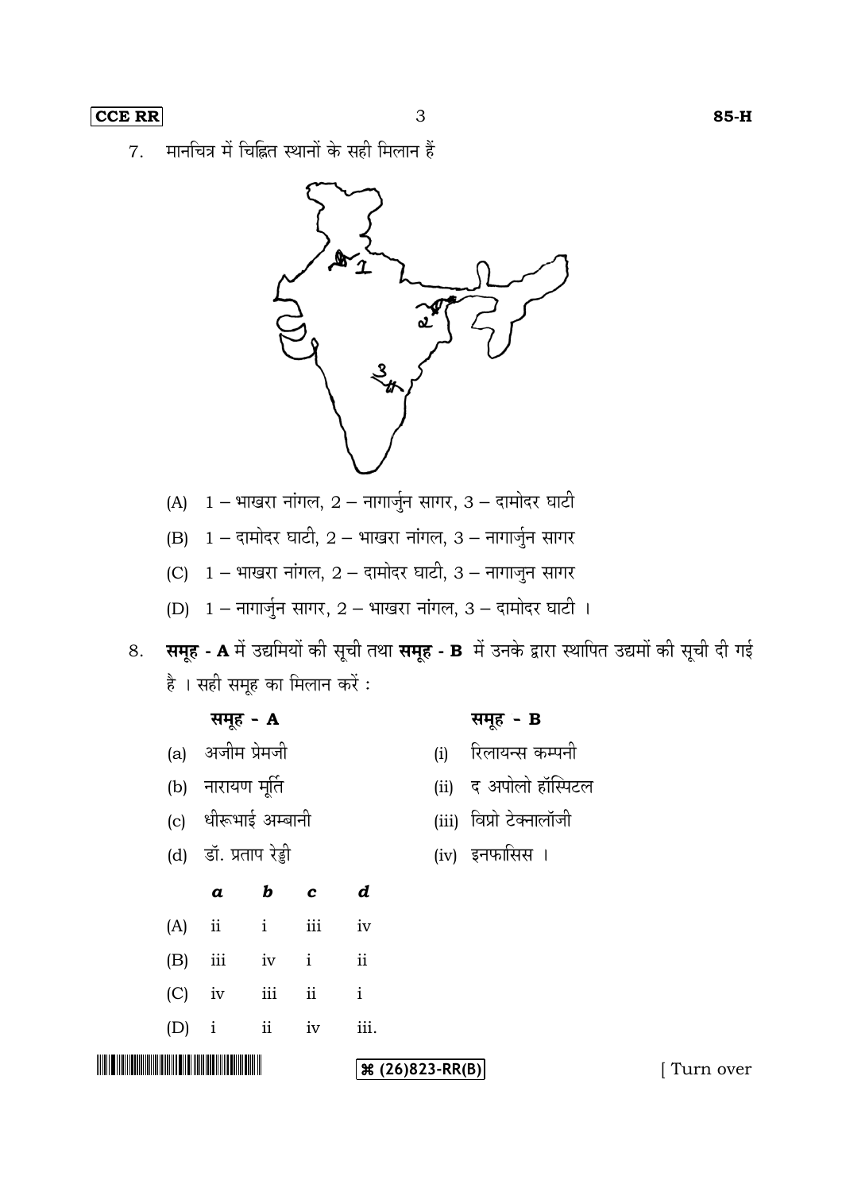7. मानचित्र में चिह्नित स्थानों के सही मिलान हैं

(A) 1 – भाखरा नांगल, 2 – नागार्जुन सागर, 3 – दामोदर घाटी

(B) 1 – दामोदर घाटी, 2 – भाखरा नांगल, 3 – नागार्जुन सागर

(C) 1 – भाखरा नांगल, 2 – दामोदर घाटी, 3 – नागाजुन सागर

(D) 1 – नागार्जुन सागर, 2 – भाखरा नांगल, 3 – दामोदर घाटी ।

8. **समूह - A** में उद्यमियों की सूची तथा **समूह - B** में उनके द्वारा स्थापित उद्यमों की सूची दी गई है । सही समूह का मिलान करें :

| **समूह - A** | **समूह - B** |
|---|---|
| (a) अजीम प्रेमजी | (i) रिलायन्स कम्पनी |
| (b) नारायण मूर्ति | (ii) द अपोलो हॉस्पिटल |
| (c) धीरूभाई अम्बानी | (iii) विप्रो टेक्नालॉजी |
| (d) डॉ. प्रताप रेड्डी | (iv) इनफासिस । |

| | *a* | *b* | *c* | *d* |
|---|---|---|---|---|
| (A) | ii | i | iii | iv |
| (B) | iii | iv | i | ii |
| (C) | iv | iii | ii | i |
| (D) | i | ii | iv | iii. |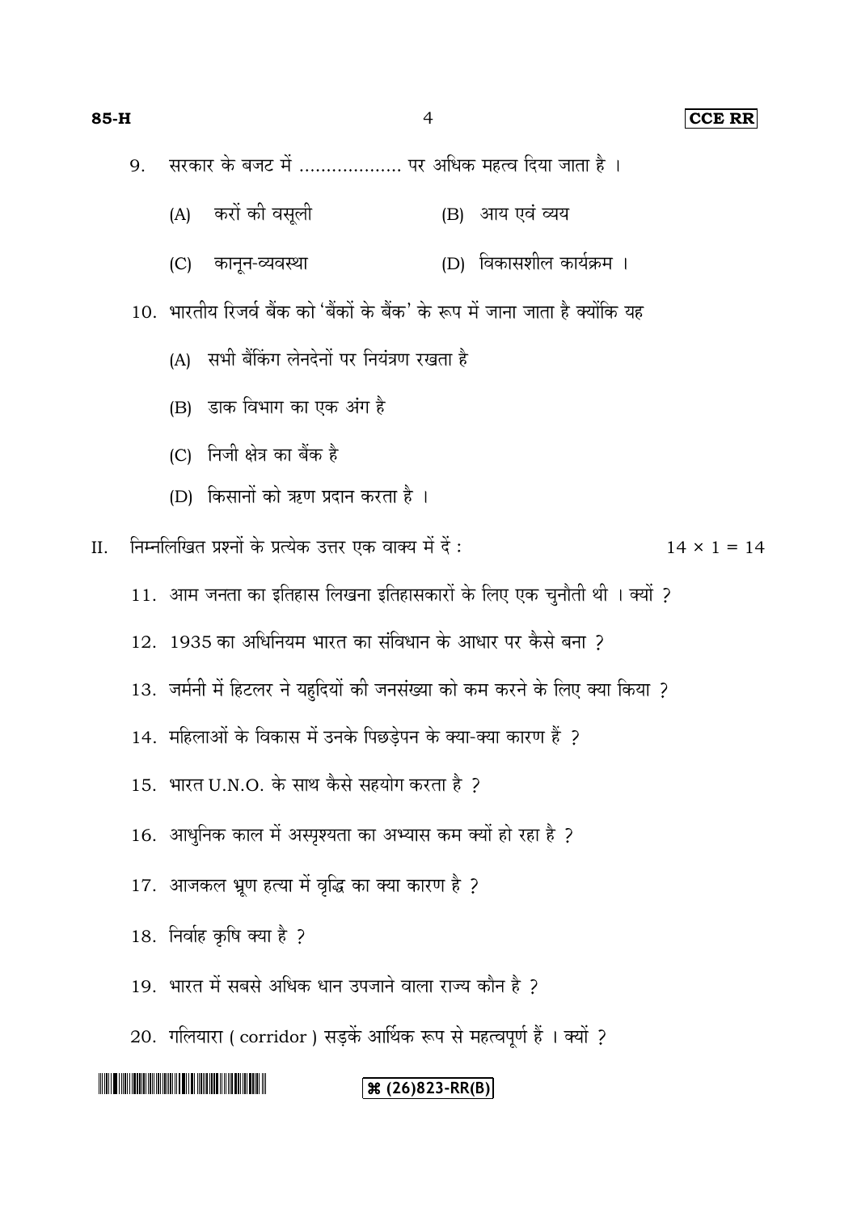9. सरकार के बजट में .................. पर अधिक महत्व दिया जाता है ।

   (A) करों की वसूली  (B) आय एवं व्यय

   (C) कानून-व्यवस्था  (D) विकासशील कार्यक्रम ।

10. भारतीय रिजर्व बैंक को 'बैंकों के बैंक' के रूप में जाना जाता है क्योंकि यह

   (A) सभी बैंकिंग लेनदेनों पर नियंत्रण रखता है

   (B) डाक विभाग का एक अंग है

   (C) निजी क्षेत्र का बैंक है

   (D) किसानों को ऋण प्रदान करता है ।

II. निम्नलिखित प्रश्नों के प्रत्येक उत्तर एक वाक्य में दें : $14 \times 1 = 14$

11. आम जनता का इतिहास लिखना इतिहासकारों के लिए एक चुनौती थी । क्यों ?

12. 1935 का अधिनियम भारत का संविधान के आधार पर कैसे बना ?

13. जर्मनी में हिटलर ने यहुदियों की जनसंख्या को कम करने के लिए क्या किया ?

14. महिलाओं के विकास में उनके पिछड़ेपन के क्या-क्या कारण हैं ?

15. भारत U.N.O. के साथ कैसे सहयोग करता है ?

16. आधुनिक काल में अस्पृश्यता का अभ्यास कम क्यों हो रहा है ?

17. आजकल भ्रूण हत्या में वृद्धि का क्या कारण है ?

18. निर्वाह कृषि क्या है ?

19. भारत में सबसे अधिक धान उपजाने वाला राज्य कौन है ?

20. गलियारा ( corridor ) सड़कें आर्थिक रूप से महत्वपूर्ण हैं । क्यों ?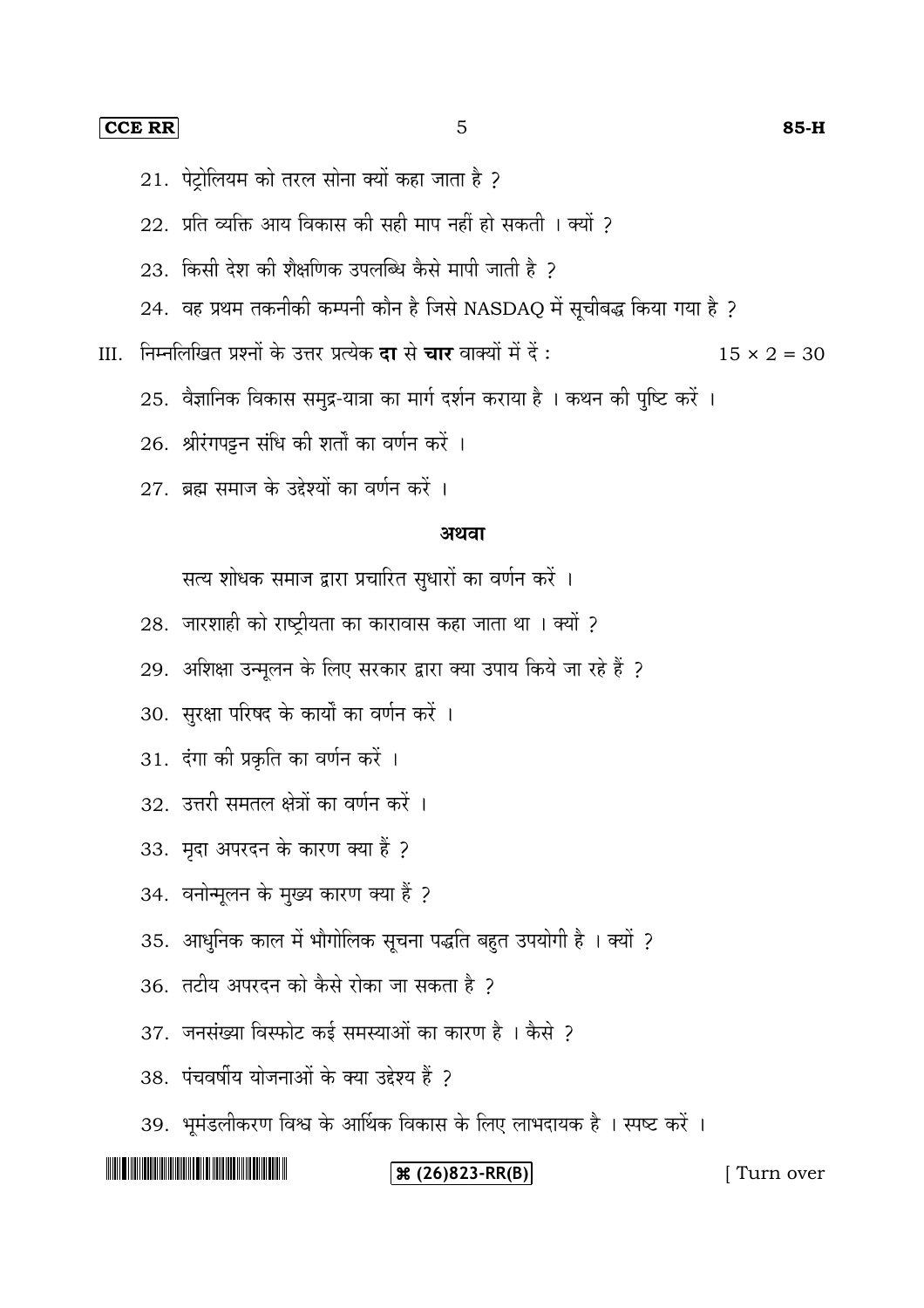21. पेट्रोलियम को तरल सोना क्यों कहा जाता है ?

22. प्रति व्यक्ति आय विकास की सही माप नहीं हो सकती । क्यों ?

23. किसी देश की शैक्षणिक उपलब्धि कैसे मापी जाती है ?

24. वह प्रथम तकनीकी कम्पनी कौन है जिसे NASDAQ में सूचीबद्ध किया गया है ?

III. निम्नलिखित प्रश्नों के उत्तर प्रत्येक **दो** से **चार** वाक्यों में दें : $15 \times 2 = 30$

25. वैज्ञानिक विकास समुद्र-यात्रा का मार्ग दर्शन कराया है । कथन की पुष्टि करें ।

26. श्रीरंगपट्टन संधि की शर्तों का वर्णन करें ।

27. ब्रह्म समाज के उद्देश्यों का वर्णन करें ।

**अथवा**

सत्य शोधक समाज द्वारा प्रचारित सुधारों का वर्णन करें ।

28. जारशाही को राष्ट्रीयता का कारावास कहा जाता था । क्यों ?

29. अशिक्षा उन्मूलन के लिए सरकार द्वारा क्या उपाय किये जा रहे हैं ?

30. सुरक्षा परिषद के कार्यों का वर्णन करें ।

31. दंगा की प्रकृति का वर्णन करें ।

32. उत्तरी समतल क्षेत्रों का वर्णन करें ।

33. मृदा अपरदन के कारण क्या हैं ?

34. वनोन्मूलन के मुख्य कारण क्या हैं ?

35. आधुनिक काल में भौगोलिक सूचना पद्धति बहुत उपयोगी है । क्यों ?

36. तटीय अपरदन को कैसे रोका जा सकता है ?

37. जनसंख्या विस्फोट कई समस्याओं का कारण है । कैसे ?

38. पंचवर्षीय योजनाओं के क्या उद्देश्य हैं ?

39. भूमंडलीकरण विश्व के आर्थिक विकास के लिए लाभदायक है । स्पष्ट करें ।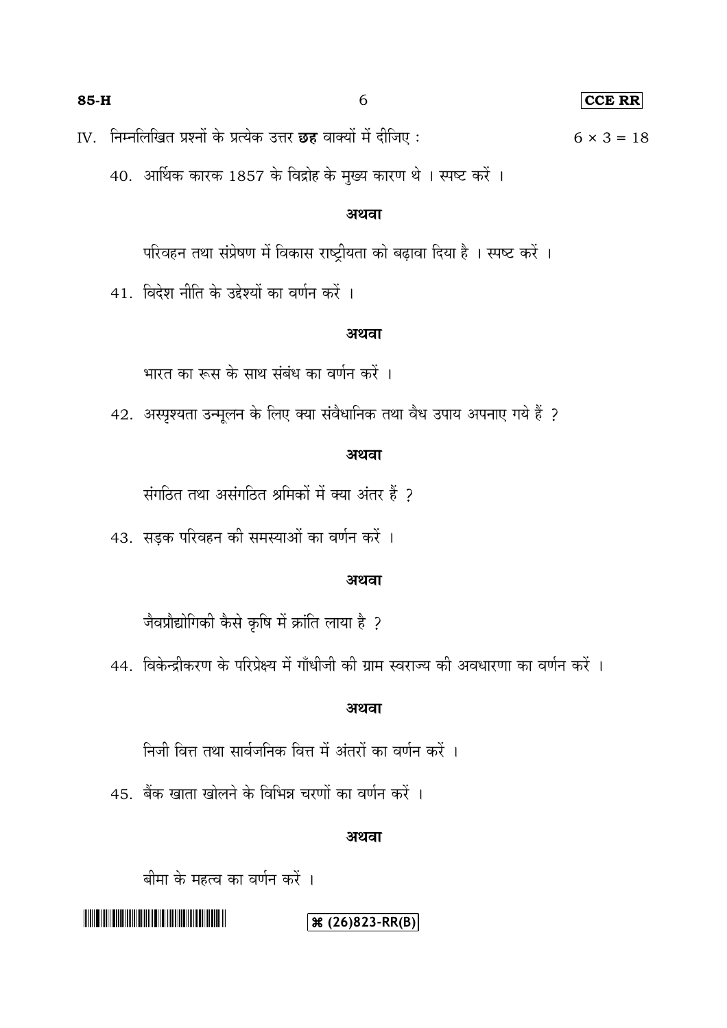IV. निम्नलिखित प्रश्नों के प्रत्येक उत्तर **छह** वाक्यों में दीजिए : $6 \times 3 = 18$

40. आर्थिक कारक 1857 के विद्रोह के मुख्य कारण थे । स्पष्ट करें ।

**अथवा**

परिवहन तथा संप्रेषण में विकास राष्ट्रीयता को बढ़ावा दिया है । स्पष्ट करें ।

41. विदेश नीति के उद्देश्यों का वर्णन करें ।

**अथवा**

भारत का रूस के साथ संबंध का वर्णन करें ।

42. अस्पृश्यता उन्मूलन के लिए क्या संवैधानिक तथा वैध उपाय अपनाए गये हैं ?

**अथवा**

संगठित तथा असंगठित श्रमिकों में क्या अंतर हैं ?

43. सड़क परिवहन की समस्याओं का वर्णन करें ।

**अथवा**

जैवप्रौद्योगिकी कैसे कृषि में क्रांति लाया है ?

44. विकेन्द्रीकरण के परिप्रेक्ष्य में गाँधीजी की ग्राम स्वराज्य की अवधारणा का वर्णन करें ।

**अथवा**

निजी वित्त तथा सार्वजनिक वित्त में अंतरों का वर्णन करें ।

45. बैंक खाता खोलने के विभिन्न चरणों का वर्णन करें ।

**अथवा**

बीमा के महत्व का वर्णन करें ।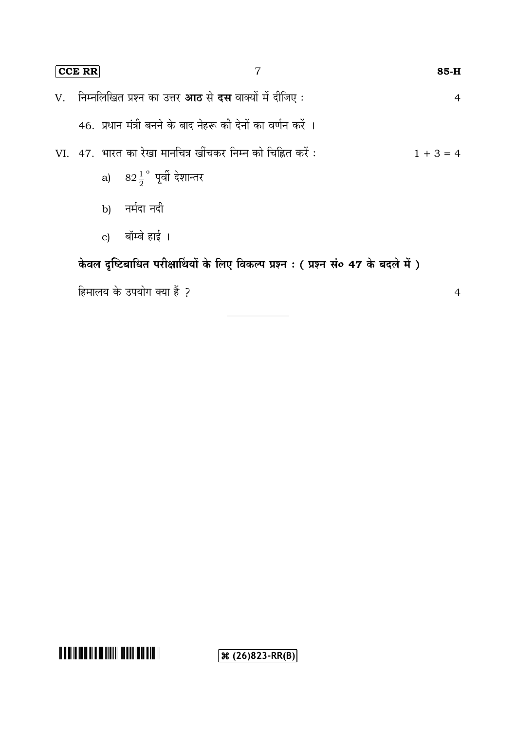V. निम्नलिखित प्रश्न का उत्तर **आठ** से **दस** वाक्यों में दीजिए : 4

46. प्रधान मंत्री बनने के बाद नेहरू की देनों का वर्णन करें ।

VI. 47. भारत का रेखा मानचित्र खींचकर निम्न को चिह्नित करें : $1 + 3 = 4$

a) $82\frac{1}{2}^{\circ}$ पूर्वी देशान्तर

b) नर्मदा नदी

c) बॉम्बे हाई ।

**केवल दृष्टिबाधित परीक्षार्थियों के लिए विकल्प प्रश्न : ( प्रश्न सं० 47 के बदले में )**

हिमालय के उपयोग क्या हैं ? 4